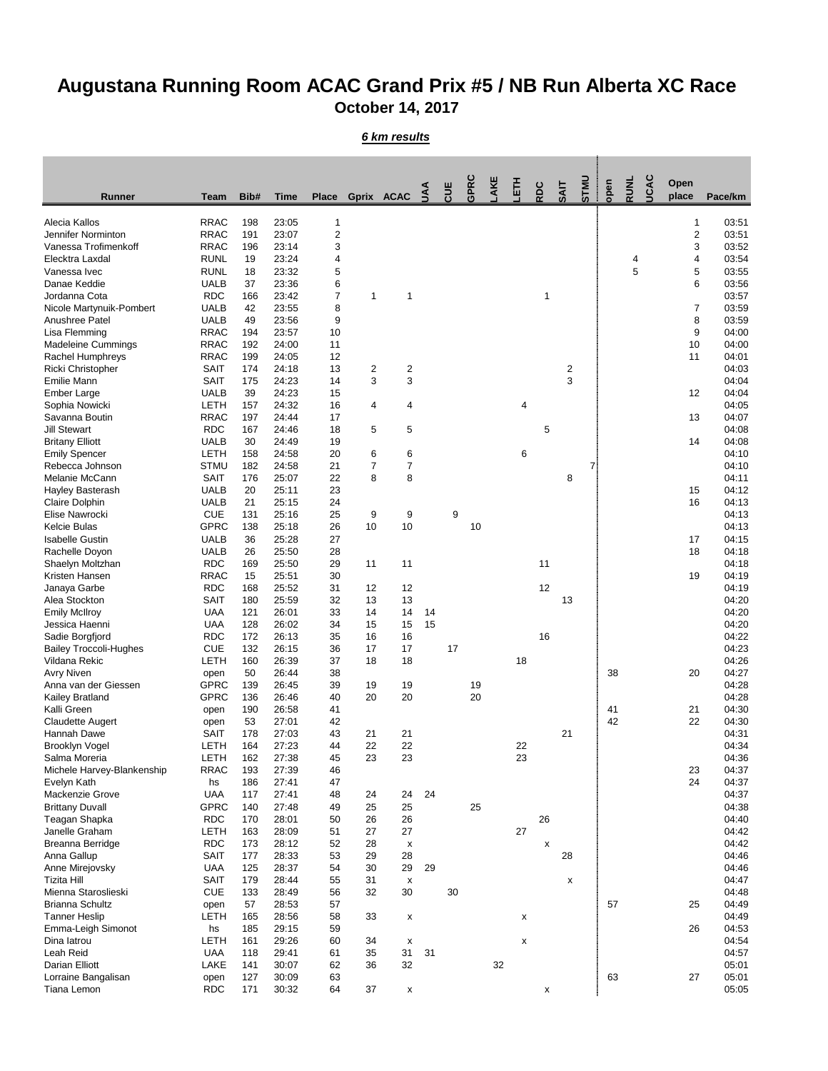# Augustana Running Room ACAC Grand Prix #5 / NB Run Alberta XC Race

## October 14, 2017

***6 km results***

| Runner | Team | Bib# | Time | Place | Gprix | ACAC | UAA | CUE | GPRC | LAKE | LETH | RDC | SAIT | STMU | open | RUNL | UCAC | Open place | Pace/km |
|---|---|---|---|---|---|---|---|---|---|---|---|---|---|---|---|---|---|---|---|
| Alecia Kallos | RRAC | 198 | 23:05 | 1 | | | | | | | | | | | | | | 1 | 03:51 |
| Jennifer Norminton | RRAC | 191 | 23:07 | 2 | | | | | | | | | | | | | | 2 | 03:51 |
| Vanessa Trofimenkoff | RRAC | 196 | 23:14 | 3 | | | | | | | | | | | | | | 3 | 03:52 |
| Elecktra Laxdal | RUNL | 19 | 23:24 | 4 | | | | | | | | | | | | 4 | | 4 | 03:54 |
| Vanessa Ivec | RUNL | 18 | 23:32 | 5 | | | | | | | | | | | | 5 | | 5 | 03:55 |
| Danae Keddie | UALB | 37 | 23:36 | 6 | | | | | | | | | | | | | | 6 | 03:56 |
| Jordanna Cota | RDC | 166 | 23:42 | 7 | 1 | 1 | | | | | | 1 | | | | | | | 03:57 |
| Nicole Martynuik-Pombert | UALB | 42 | 23:55 | 8 | | | | | | | | | | | | | | 7 | 03:59 |
| Anushree Patel | UALB | 49 | 23:56 | 9 | | | | | | | | | | | | | | 8 | 03:59 |
| Lisa Flemming | RRAC | 194 | 23:57 | 10 | | | | | | | | | | | | | | 9 | 04:00 |
| Madeleine Cummings | RRAC | 192 | 24:00 | 11 | | | | | | | | | | | | | | 10 | 04:00 |
| Rachel Humphreys | RRAC | 199 | 24:05 | 12 | | | | | | | | | | | | | | 11 | 04:01 |
| Ricki Christopher | SAIT | 174 | 24:18 | 13 | 2 | 2 | | | | | | | 2 | | | | | | 04:03 |
| Emilie Mann | SAIT | 175 | 24:23 | 14 | 3 | 3 | | | | | | | 3 | | | | | | 04:04 |
| Ember Large | UALB | 39 | 24:23 | 15 | | | | | | | | | | | | | | 12 | 04:04 |
| Sophia Nowicki | LETH | 157 | 24:32 | 16 | 4 | 4 | | | | | 4 | | | | | | | | 04:05 |
| Savanna Boutin | RRAC | 197 | 24:44 | 17 | | | | | | | | | | | | | | 13 | 04:07 |
| Jill Stewart | RDC | 167 | 24:46 | 18 | 5 | 5 | | | | | | 5 | | | | | | | 04:08 |
| Britany Elliott | UALB | 30 | 24:49 | 19 | | | | | | | | | | | | | | 14 | 04:08 |
| Emily Spencer | LETH | 158 | 24:58 | 20 | 6 | 6 | | | | | 6 | | | | | | | | 04:10 |
| Rebecca Johnson | STMU | 182 | 24:58 | 21 | 7 | 7 | | | | | | | | 7 | | | | | 04:10 |
| Melanie McCann | SAIT | 176 | 25:07 | 22 | 8 | 8 | | | | | | | 8 | | | | | | 04:11 |
| Hayley Basterash | UALB | 20 | 25:11 | 23 | | | | | | | | | | | | | | 15 | 04:12 |
| Claire Dolphin | UALB | 21 | 25:15 | 24 | | | | | | | | | | | | | | 16 | 04:13 |
| Elise Nawrocki | CUE | 131 | 25:16 | 25 | 9 | 9 | | 9 | | | | | | | | | | | 04:13 |
| Kelcie Bulas | GPRC | 138 | 25:18 | 26 | 10 | 10 | | | 10 | | | | | | | | | | 04:13 |
| Isabelle Gustin | UALB | 36 | 25:28 | 27 | | | | | | | | | | | | | | 17 | 04:15 |
| Rachelle Doyon | UALB | 26 | 25:50 | 28 | | | | | | | | | | | | | | 18 | 04:18 |
| Shaelyn Moltzhan | RDC | 169 | 25:50 | 29 | 11 | 11 | | | | | | 11 | | | | | | | 04:18 |
| Kristen Hansen | RRAC | 15 | 25:51 | 30 | | | | | | | | | | | | | | 19 | 04:19 |
| Janaya Garbe | RDC | 168 | 25:52 | 31 | 12 | 12 | | | | | | 12 | | | | | | | 04:19 |
| Alea Stockton | SAIT | 180 | 25:59 | 32 | 13 | 13 | | | | | | | 13 | | | | | | 04:20 |
| Emily McIlroy | UAA | 121 | 26:01 | 33 | 14 | 14 | 14 | | | | | | | | | | | | 04:20 |
| Jessica Haenni | UAA | 128 | 26:02 | 34 | 15 | 15 | 15 | | | | | | | | | | | | 04:20 |
| Sadie Borgfjord | RDC | 172 | 26:13 | 35 | 16 | 16 | | | | | | 16 | | | | | | | 04:22 |
| Bailey Troccoli-Hughes | CUE | 132 | 26:15 | 36 | 17 | 17 | | 17 | | | | | | | | | | | 04:23 |
| Vildana Rekic | LETH | 160 | 26:39 | 37 | 18 | 18 | | | | | 18 | | | | | | | | 04:26 |
| Avry Niven | open | 50 | 26:44 | 38 | | | | | | | | | | | 38 | | | 20 | 04:27 |
| Anna van der Giessen | GPRC | 139 | 26:45 | 39 | 19 | 19 | | | 19 | | | | | | | | | | 04:28 |
| Kailey Bratland | GPRC | 136 | 26:46 | 40 | 20 | 20 | | | 20 | | | | | | | | | | 04:28 |
| Kalli Green | open | 190 | 26:58 | 41 | | | | | | | | | | | 41 | | | 21 | 04:30 |
| Claudette Augert | open | 53 | 27:01 | 42 | | | | | | | | | | | 42 | | | 22 | 04:30 |
| Hannah Dawe | SAIT | 178 | 27:03 | 43 | 21 | 21 | | | | | | | 21 | | | | | | 04:31 |
| Brooklyn Vogel | LETH | 164 | 27:23 | 44 | 22 | 22 | | | | | 22 | | | | | | | | 04:34 |
| Salma Moreria | LETH | 162 | 27:38 | 45 | 23 | 23 | | | | | 23 | | | | | | | | 04:36 |
| Michele Harvey-Blankenship | RRAC | 193 | 27:39 | 46 | | | | | | | | | | | | | | 23 | 04:37 |
| Evelyn Kath | hs | 186 | 27:41 | 47 | | | | | | | | | | | | | | 24 | 04:37 |
| Mackenzie Grove | UAA | 117 | 27:41 | 48 | 24 | 24 | 24 | | | | | | | | | | | | 04:37 |
| Brittany Duvall | GPRC | 140 | 27:48 | 49 | 25 | 25 | | | 25 | | | | | | | | | | 04:38 |
| Teagan Shapka | RDC | 170 | 28:01 | 50 | 26 | 26 | | | | | | 26 | | | | | | | 04:40 |
| Janelle Graham | LETH | 163 | 28:09 | 51 | 27 | 27 | | | | | 27 | | | | | | | | 04:42 |
| Breanna Berridge | RDC | 173 | 28:12 | 52 | 28 | x | | | | | | x | | | | | | | 04:42 |
| Anna Gallup | SAIT | 177 | 28:33 | 53 | 29 | 28 | | | | | | | 28 | | | | | | 04:46 |
| Anne Mirejovsky | UAA | 125 | 28:37 | 54 | 30 | 29 | 29 | | | | | | | | | | | | 04:46 |
| Tizita Hill | SAIT | 179 | 28:44 | 55 | 31 | x | | | | | | | x | | | | | | 04:47 |
| Mienna Staroslieski | CUE | 133 | 28:49 | 56 | 32 | 30 | | 30 | | | | | | | | | | | 04:48 |
| Brianna Schultz | open | 57 | 28:53 | 57 | | | | | | | | | | | 57 | | | 25 | 04:49 |
| Tanner Heslip | LETH | 165 | 28:56 | 58 | 33 | x | | | | | x | | | | | | | | 04:49 |
| Emma-Leigh Simonot | hs | 185 | 29:15 | 59 | | | | | | | | | | | | | | 26 | 04:53 |
| Dina Iatrou | LETH | 161 | 29:26 | 60 | 34 | x | | | | | x | | | | | | | | 04:54 |
| Leah Reid | UAA | 118 | 29:41 | 61 | 35 | 31 | 31 | | | | | | | | | | | | 04:57 |
| Darian Elliott | LAKE | 141 | 30:07 | 62 | 36 | 32 | | | | 32 | | | | | | | | | 05:01 |
| Lorraine Bangalisan | open | 127 | 30:09 | 63 | | | | | | | | | | | 63 | | | 27 | 05:01 |
| Tiana Lemon | RDC | 171 | 30:32 | 64 | 37 | x | | | | | | x | | | | | | | 05:05 |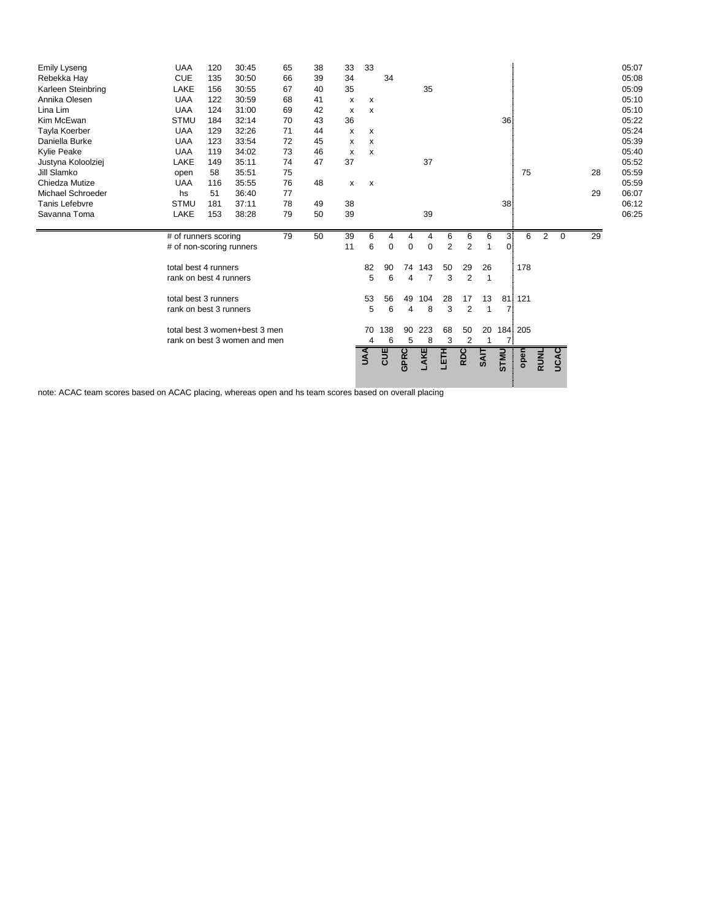| | | | | | | | | | | | | | | | | | | | |
|---|---|---|---|---|---|---|---|---|---|---|---|---|---|---|---|---|---|---|---|
| Emily Lyseng | UAA | 120 | 30:45 | 65 | 38 | 33 | 33 | | | | | | | | | | | | 05:07 |
| Rebekka Hay | CUE | 135 | 30:50 | 66 | 39 | 34 | | 34 | | | | | | | | | | | 05:08 |
| Karleen Steinbring | LAKE | 156 | 30:55 | 67 | 40 | 35 | | | | 35 | | | | | | | | | 05:09 |
| Annika Olesen | UAA | 122 | 30:59 | 68 | 41 | x | x | | | | | | | | | | | | 05:10 |
| Lina Lim | UAA | 124 | 31:00 | 69 | 42 | x | x | | | | | | | | | | | | 05:10 |
| Kim McEwan | STMU | 184 | 32:14 | 70 | 43 | 36 | | | | | | | | 36 | | | | | 05:22 |
| Tayla Koerber | UAA | 129 | 32:26 | 71 | 44 | x | x | | | | | | | | | | | | 05:24 |
| Daniella Burke | UAA | 123 | 33:54 | 72 | 45 | x | x | | | | | | | | | | | | 05:39 |
| Kylie Peake | UAA | 119 | 34:02 | 73 | 46 | x | x | | | | | | | | | | | | 05:40 |
| Justyna Koloolziej | LAKE | 149 | 35:11 | 74 | 47 | 37 | | | | 37 | | | | | | | | | 05:52 |
| Jill Slamko | open | 58 | 35:51 | 75 | | | | | | | | | | | 75 | | | 28 | 05:59 |
| Chiedza Mutize | UAA | 116 | 35:55 | 76 | 48 | x | x | | | | | | | | | | | | 05:59 |
| Michael Schroeder | hs | 51 | 36:40 | 77 | | | | | | | | | | | | | | 29 | 06:07 |
| Tanis Lefebvre | STMU | 181 | 37:11 | 78 | 49 | 38 | | | | | | | | 38 | | | | | 06:12 |
| Savanna Toma | LAKE | 153 | 38:28 | 79 | 50 | 39 | | | | 39 | | | | | | | | | 06:25 |
| # of runners scoring | | | | 79 | 50 | 39 | 6 | 4 | 4 | 4 | 6 | 6 | 6 | 3 | 6 | 2 | 0 | 29 | |
| # of non-scoring runners | | | | | | 11 | 6 | 0 | 0 | 0 | 2 | 2 | 1 | 0 | | | | | |
| total best 4 runners | | | | | | | 82 | 90 | 74 | 143 | 50 | 29 | 26 | | 178 | | | | |
| rank on best 4 runners | | | | | | | 5 | 6 | 4 | 7 | 3 | 2 | 1 | | | | | | |
| total best 3 runners | | | | | | | 53 | 56 | 49 | 104 | 28 | 17 | 13 | 81 | 121 | | | | |
| rank on best 3 runners | | | | | | | 5 | 6 | 4 | 8 | 3 | 2 | 1 | 7 | | | | | |
| total best 3 women+best 3 men | | | | | | | 70 | 138 | 90 | 223 | 68 | 50 | 20 | 184 | 205 | | | | |
| rank on best 3 women and men | | | | | | | 4 | 6 | 5 | 8 | 3 | 2 | 1 | 7 | | | | | |
| | | | | | | | UAA | CUE | GPRC | LAKE | LETH | RDC | SAIT | STMU | open | RUNL | UCAC | | |

note: ACAC team scores based on ACAC placing, whereas open and hs team scores based on overall placing